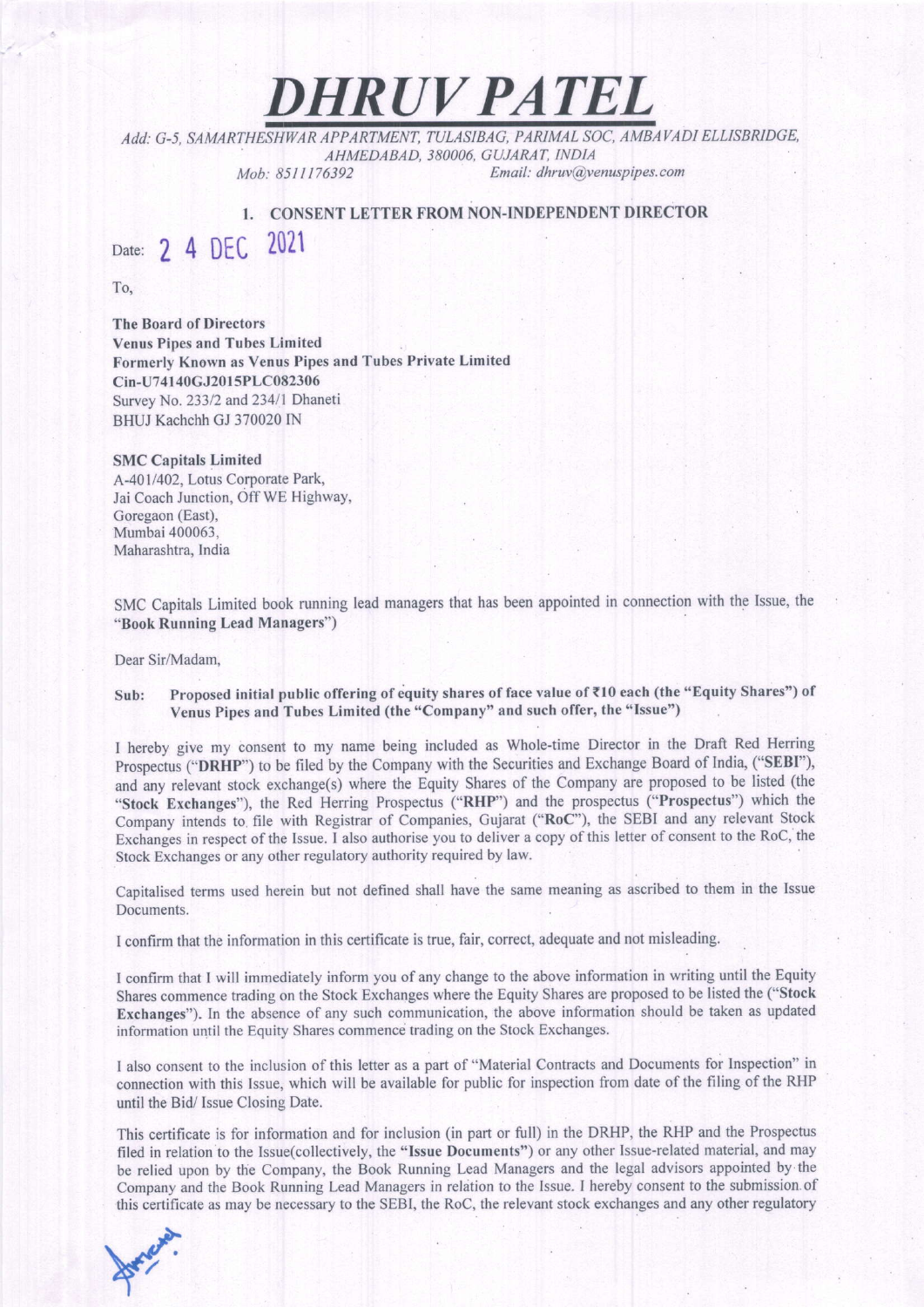# *DHRUV PATEL*

*Add: G-5, SAMARTHESHWAR APPARTMENT, TULASIBAG, PARIMAL SOC, AMBAVADI ELLISBRIDGE, AHMEDABAD, 380006, GUJARAT, INDIA*
*Mob: 8511176392* *Email: dhruv@venuspipes.com*

## 1. CONSENT LETTER FROM NON-INDEPENDENT DIRECTOR

Date: 24 DEC 2021

To,

**The Board of Directors**
**Venus Pipes and Tubes Limited**
**Formerly Known as Venus Pipes and Tubes Private Limited**
**Cin-U74140GJ2015PLC082306**
Survey No. 233/2 and 234/1 Dhaneti
BHUJ Kachchh GJ 370020 IN

**SMC Capitals Limited**
A-401/402, Lotus Corporate Park,
Jai Coach Junction, Off WE Highway,
Goregaon (East),
Mumbai 400063,
Maharashtra, India

SMC Capitals Limited book running lead managers that has been appointed in connection with the Issue, the "**Book Running Lead Managers**")

Dear Sir/Madam,

**Sub: Proposed initial public offering of equity shares of face value of ₹10 each (the "Equity Shares") of Venus Pipes and Tubes Limited (the "Company" and such offer, the "Issue")**

I hereby give my consent to my name being included as Whole-time Director in the Draft Red Herring Prospectus ("**DRHP**") to be filed by the Company with the Securities and Exchange Board of India, ("**SEBI**"), and any relevant stock exchange(s) where the Equity Shares of the Company are proposed to be listed (the "**Stock Exchanges**"), the Red Herring Prospectus ("**RHP**") and the prospectus ("**Prospectus**") which the Company intends to file with Registrar of Companies, Gujarat ("**RoC**"), the SEBI and any relevant Stock Exchanges in respect of the Issue. I also authorise you to deliver a copy of this letter of consent to the RoC, the Stock Exchanges or any other regulatory authority required by law.

Capitalised terms used herein but not defined shall have the same meaning as ascribed to them in the Issue Documents.

I confirm that the information in this certificate is true, fair, correct, adequate and not misleading.

I confirm that I will immediately inform you of any change to the above information in writing until the Equity Shares commence trading on the Stock Exchanges where the Equity Shares are proposed to be listed the ("**Stock Exchanges**"). In the absence of any such communication, the above information should be taken as updated information until the Equity Shares commence trading on the Stock Exchanges.

I also consent to the inclusion of this letter as a part of "Material Contracts and Documents for Inspection" in connection with this Issue, which will be available for public for inspection from date of the filing of the RHP until the Bid/ Issue Closing Date.

This certificate is for information and for inclusion (in part or full) in the DRHP, the RHP and the Prospectus filed in relation to the Issue(collectively, the "**Issue Documents**") or any other Issue-related material, and may be relied upon by the Company, the Book Running Lead Managers and the legal advisors appointed by the Company and the Book Running Lead Managers in relation to the Issue. I hereby consent to the submission of this certificate as may be necessary to the SEBI, the RoC, the relevant stock exchanges and any other regulatory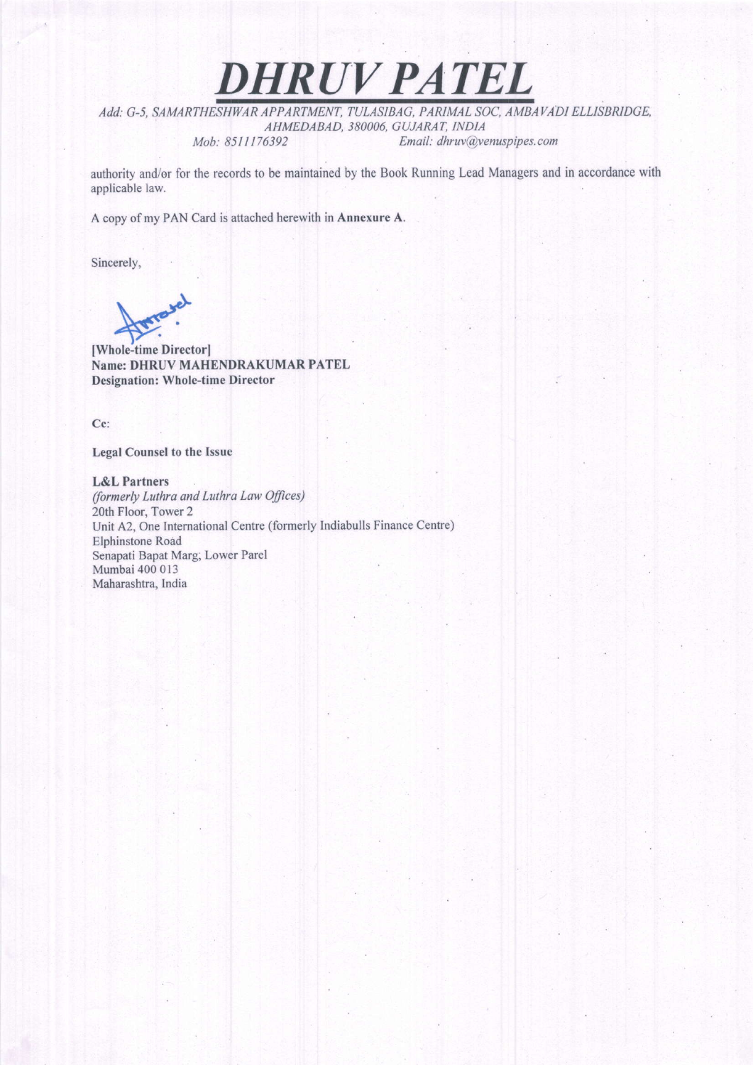# DHRUV PATEL

*Add: G-5, SAMARTHESHWAR APPARTMENT, TULASIBAG, PARIMAL SOC, AMBAVADI ELLISBRIDGE, AHMEDABAD, 380006, GUJARAT, INDIA*
*Mob: 8511176392* *Email: dhruv@venuspipes.com*

authority and/or for the records to be maintained by the Book Running Lead Managers and in accordance with applicable law.

A copy of my PAN Card is attached herewith in **Annexure A**.

Sincerely,

**[Whole-time Director]**
**Name: DHRUV MAHENDRAKUMAR PATEL**
**Designation: Whole-time Director**

**Cc:**

**Legal Counsel to the Issue**

**L&L Partners**
*(formerly Luthra and Luthra Law Offices)*
20th Floor, Tower 2
Unit A2, One International Centre (formerly Indiabulls Finance Centre)
Elphinstone Road
Senapati Bapat Marg, Lower Parel
Mumbai 400 013
Maharashtra, India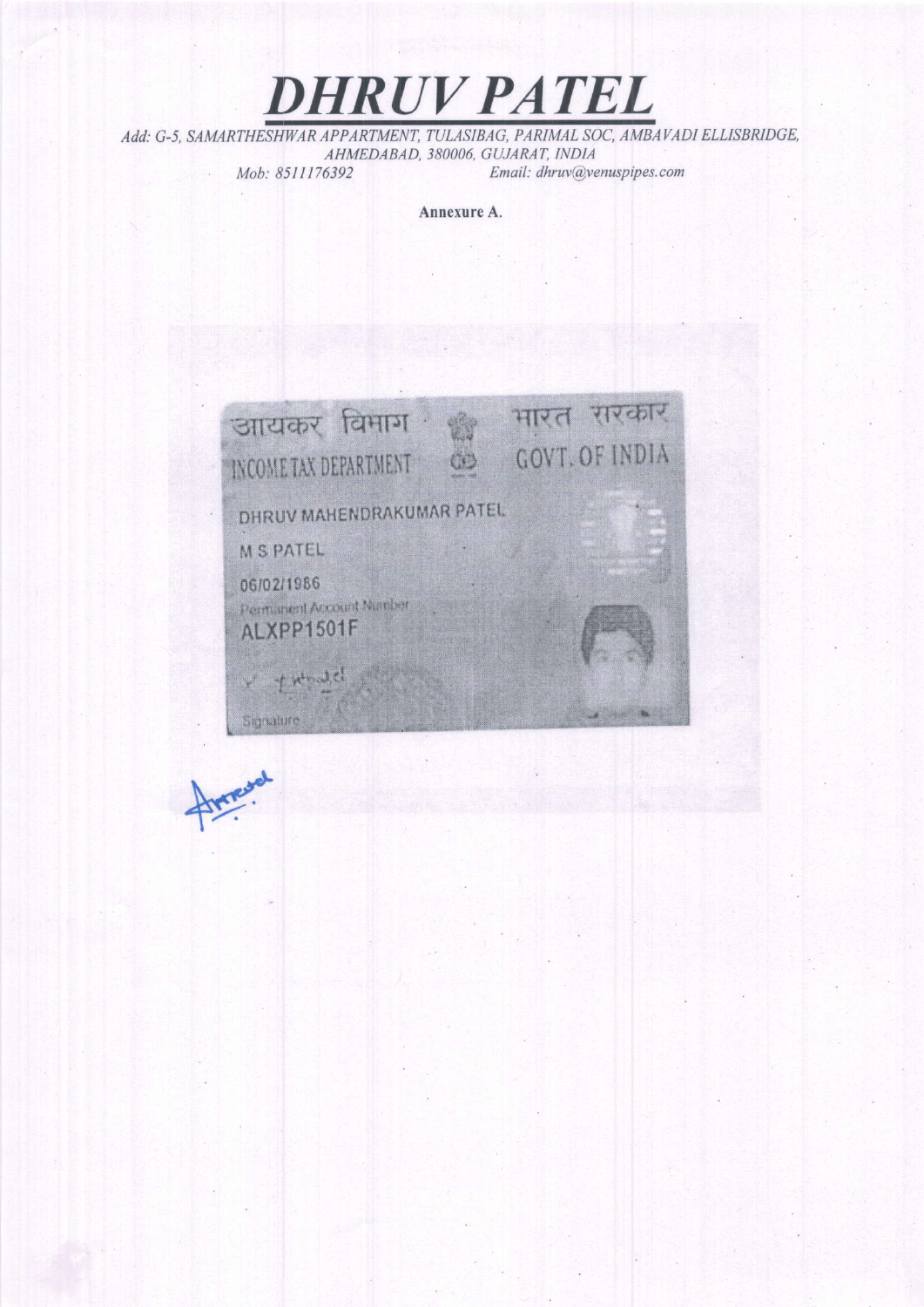# DHRUV PATEL

*Add: G-5, SAMARTHESHWAR APPARTMENT, TULASIBAG, PARIMAL SOC, AMBAVADI ELLISBRIDGE, AHMEDABAD, 380006, GUJARAT, INDIA*

*Mob: 8511176392* *Email: dhruv@venuspipes.com*

**Annexure A.**

आयकर विभाग
INCOME TAX DEPARTMENT

भारत सरकार
GOVT. OF INDIA

DHRUV MAHENDRAKUMAR PATEL

M S PATEL

06/02/1986

Permanent Account Number

ALXPP1501F

Signature

Attested